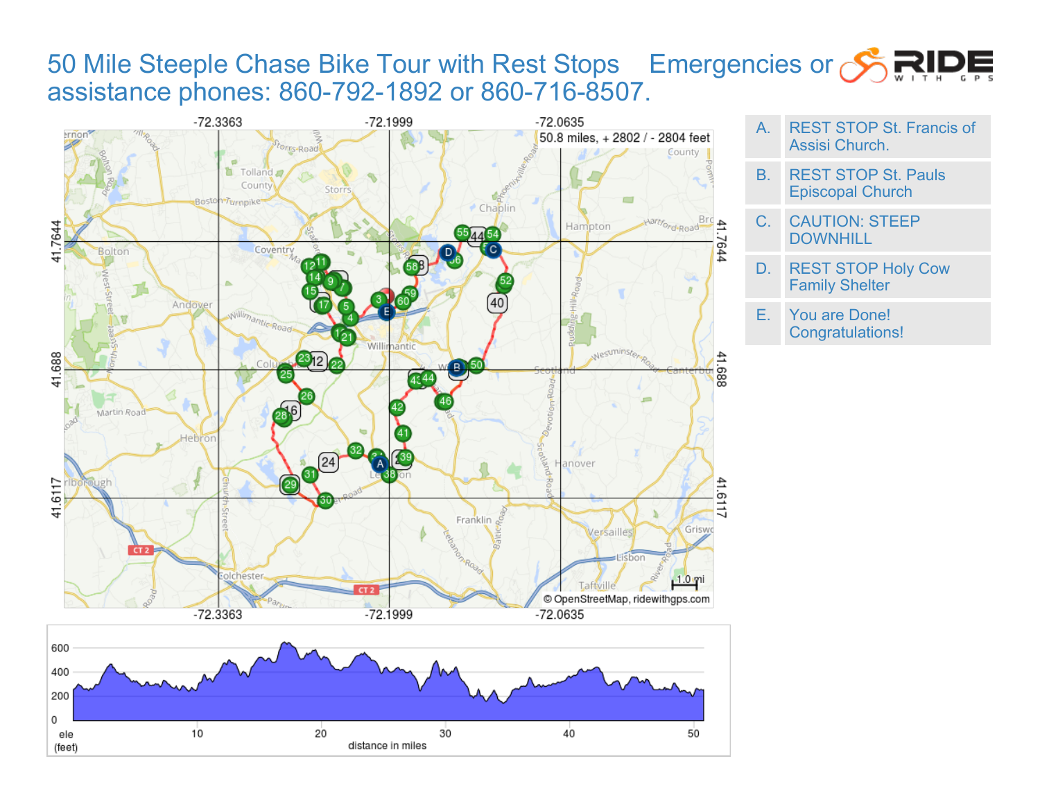# 50 Mile Steeple Chase Bike Tour with Rest Stops Emergencies or assistance phones: 860-792-1892 or 860-716-8507.

50.8 miles, + 2802 / - 2804 feet

| | |
|---|---|
| A. | REST STOP St. Francis of Assisi Church. |
| B. | REST STOP St. Pauls Episcopal Church |
| C. | CAUTION: STEEP DOWNHILL |
| D. | REST STOP Holy Cow Family Shelter |
| E. | You are Done! Congratulations! |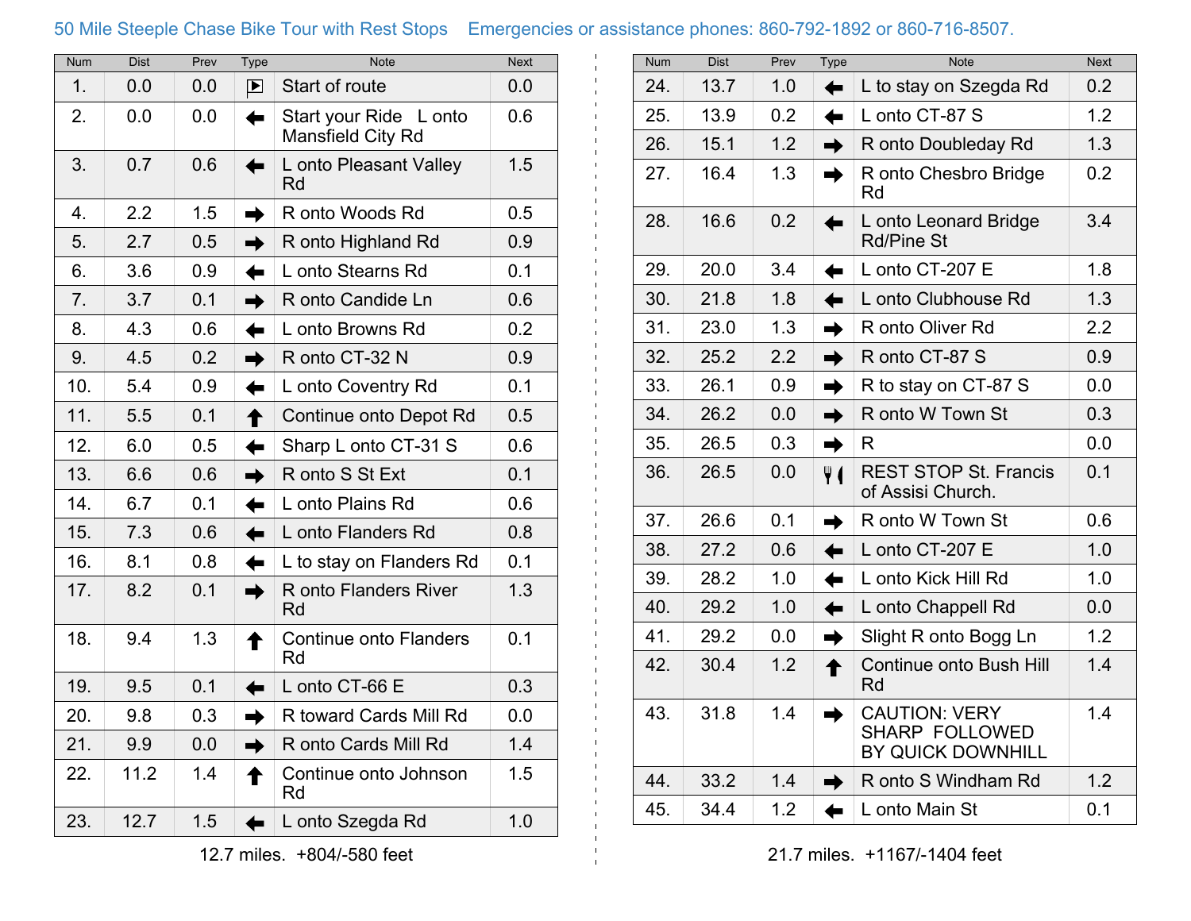50 Mile Steeple Chase Bike Tour with Rest Stops    Emergencies or assistance phones: 860-792-1892 or 860-716-8507.

| Num | Dist | Prev | Type | Note | Next |
|---|---|---|---|---|---|
| 1. | 0.0 | 0.0 | ▶ | Start of route | 0.0 |
| 2. | 0.0 | 0.0 | ← | Start your Ride L onto Mansfield City Rd | 0.6 |
| 3. | 0.7 | 0.6 | ← | L onto Pleasant Valley Rd | 1.5 |
| 4. | 2.2 | 1.5 | → | R onto Woods Rd | 0.5 |
| 5. | 2.7 | 0.5 | → | R onto Highland Rd | 0.9 |
| 6. | 3.6 | 0.9 | ← | L onto Stearns Rd | 0.1 |
| 7. | 3.7 | 0.1 | → | R onto Candide Ln | 0.6 |
| 8. | 4.3 | 0.6 | ← | L onto Browns Rd | 0.2 |
| 9. | 4.5 | 0.2 | → | R onto CT-32 N | 0.9 |
| 10. | 5.4 | 0.9 | ← | L onto Coventry Rd | 0.1 |
| 11. | 5.5 | 0.1 | ↑ | Continue onto Depot Rd | 0.5 |
| 12. | 6.0 | 0.5 | ← | Sharp L onto CT-31 S | 0.6 |
| 13. | 6.6 | 0.6 | → | R onto S St Ext | 0.1 |
| 14. | 6.7 | 0.1 | ← | L onto Plains Rd | 0.6 |
| 15. | 7.3 | 0.6 | ← | L onto Flanders Rd | 0.8 |
| 16. | 8.1 | 0.8 | ← | L to stay on Flanders Rd | 0.1 |
| 17. | 8.2 | 0.1 | → | R onto Flanders River Rd | 1.3 |
| 18. | 9.4 | 1.3 | ↑ | Continue onto Flanders Rd | 0.1 |
| 19. | 9.5 | 0.1 | ← | L onto CT-66 E | 0.3 |
| 20. | 9.8 | 0.3 | → | R toward Cards Mill Rd | 0.0 |
| 21. | 9.9 | 0.0 | → | R onto Cards Mill Rd | 1.4 |
| 22. | 11.2 | 1.4 | ↑ | Continue onto Johnson Rd | 1.5 |
| 23. | 12.7 | 1.5 | ← | L onto Szegda Rd | 1.0 |

12.7 miles. +804/-580 feet

| Num | Dist | Prev | Type | Note | Next |
|---|---|---|---|---|---|
| 24. | 13.7 | 1.0 | ← | L to stay on Szegda Rd | 0.2 |
| 25. | 13.9 | 0.2 | ← | L onto CT-87 S | 1.2 |
| 26. | 15.1 | 1.2 | → | R onto Doubleday Rd | 1.3 |
| 27. | 16.4 | 1.3 | → | R onto Chesbro Bridge Rd | 0.2 |
| 28. | 16.6 | 0.2 | ← | L onto Leonard Bridge Rd/Pine St | 3.4 |
| 29. | 20.0 | 3.4 | ← | L onto CT-207 E | 1.8 |
| 30. | 21.8 | 1.8 | ← | L onto Clubhouse Rd | 1.3 |
| 31. | 23.0 | 1.3 | → | R onto Oliver Rd | 2.2 |
| 32. | 25.2 | 2.2 | → | R onto CT-87 S | 0.9 |
| 33. | 26.1 | 0.9 | → | R to stay on CT-87 S | 0.0 |
| 34. | 26.2 | 0.0 | → | R onto W Town St | 0.3 |
| 35. | 26.5 | 0.3 | → | R | 0.0 |
| 36. | 26.5 | 0.0 | 🍴 | REST STOP St. Francis of Assisi Church. | 0.1 |
| 37. | 26.6 | 0.1 | → | R onto W Town St | 0.6 |
| 38. | 27.2 | 0.6 | ← | L onto CT-207 E | 1.0 |
| 39. | 28.2 | 1.0 | ← | L onto Kick Hill Rd | 1.0 |
| 40. | 29.2 | 1.0 | ← | L onto Chappell Rd | 0.0 |
| 41. | 29.2 | 0.0 | → | Slight R onto Bogg Ln | 1.2 |
| 42. | 30.4 | 1.2 | ↑ | Continue onto Bush Hill Rd | 1.4 |
| 43. | 31.8 | 1.4 | → | CAUTION: VERY SHARP FOLLOWED BY QUICK DOWNHILL | 1.4 |
| 44. | 33.2 | 1.4 | → | R onto S Windham Rd | 1.2 |
| 45. | 34.4 | 1.2 | ← | L onto Main St | 0.1 |

21.7 miles. +1167/-1404 feet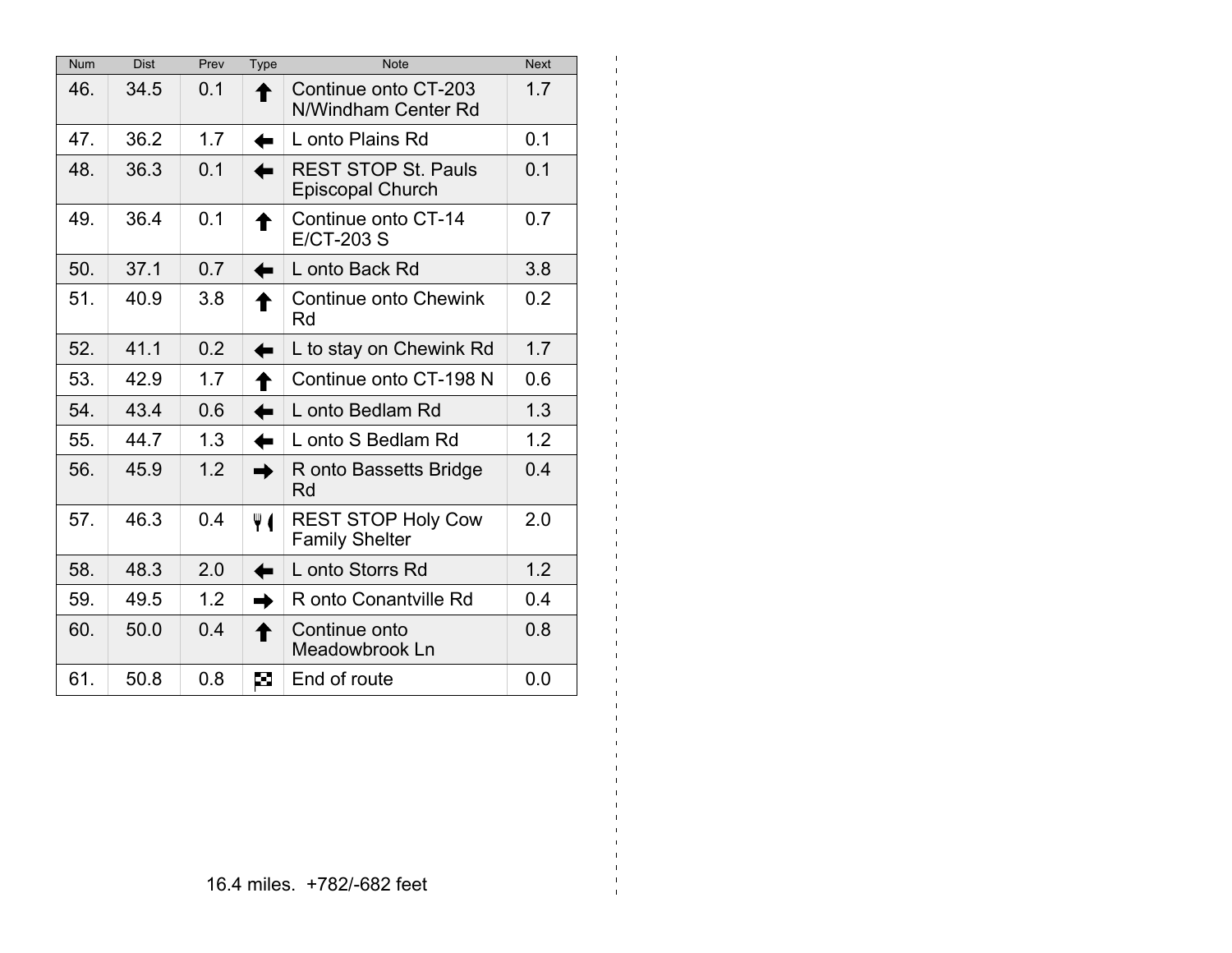| Num | Dist | Prev | Type | Note | Next |
|---|---|---|---|---|---|
| 46. | 34.5 | 0.1 | ↑ | Continue onto CT-203 N/Windham Center Rd | 1.7 |
| 47. | 36.2 | 1.7 | ← | L onto Plains Rd | 0.1 |
| 48. | 36.3 | 0.1 | ← | REST STOP St. Pauls Episcopal Church | 0.1 |
| 49. | 36.4 | 0.1 | ↑ | Continue onto CT-14 E/CT-203 S | 0.7 |
| 50. | 37.1 | 0.7 | ← | L onto Back Rd | 3.8 |
| 51. | 40.9 | 3.8 | ↑ | Continue onto Chewink Rd | 0.2 |
| 52. | 41.1 | 0.2 | ← | L to stay on Chewink Rd | 1.7 |
| 53. | 42.9 | 1.7 | ↑ | Continue onto CT-198 N | 0.6 |
| 54. | 43.4 | 0.6 | ← | L onto Bedlam Rd | 1.3 |
| 55. | 44.7 | 1.3 | ← | L onto S Bedlam Rd | 1.2 |
| 56. | 45.9 | 1.2 | → | R onto Bassetts Bridge Rd | 0.4 |
| 57. | 46.3 | 0.4 | 🍴 | REST STOP Holy Cow Family Shelter | 2.0 |
| 58. | 48.3 | 2.0 | ← | L onto Storrs Rd | 1.2 |
| 59. | 49.5 | 1.2 | → | R onto Conantville Rd | 0.4 |
| 60. | 50.0 | 0.4 | ↑ | Continue onto Meadowbrook Ln | 0.8 |
| 61. | 50.8 | 0.8 | 🏁 | End of route | 0.0 |

16.4 miles. +782/-682 feet